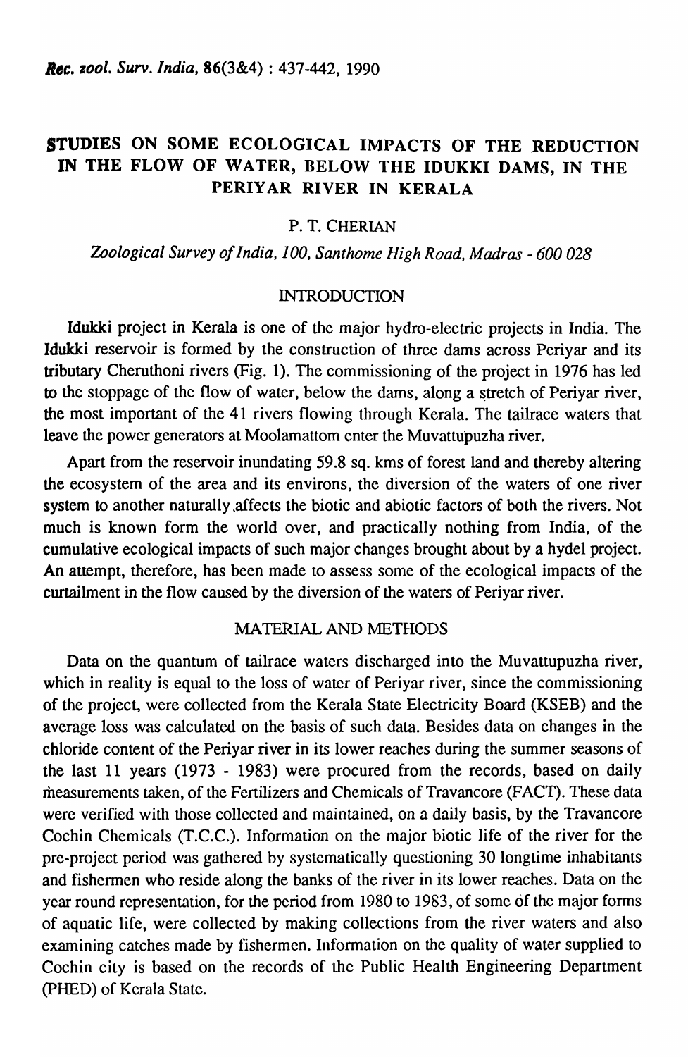# STUDIES ON SOME ECOLOGICAL IMPACTS OF THE REDUCTION IN THE FLOW OF WATER, BELOW THE IDUKKI DAMS, IN THE PERIYAR RIVER IN KERALA

P. T. CHERIAN

*Zoological Survey of India, 100, Santhome High Road, Madras - 600 028*

## INTRODUCTION

Idukki project in Kerala is one of the major hydro-electric projects in India. The Idukki reservoir is formed by the construction of three dams across Periyar and its tributary Cheruthoni rivers (Fig. 1). The commissioning of the project in 1976 has led to the stoppage of the flow of water, below the dams, along a stretch of Periyar river, the most important of the 41 rivers flowing through Kerala. The tailrace waters that leave the power generators at Moolamattom enter the Muvattupuzha river.

Apart from the reservoir inundating 59.8 sq. kms of forest land and thereby altering the ecosystem of the area and its environs, the diversion of the waters of one river system to another naturally affects the biotic and abiotic factors of both the rivers. Not much is known form the world over, and practically nothing from India, of the cumulative ecological impacts of such major changes brought about by a hydel project. An attempt, therefore, has been made to assess some of the ecological impacts of the curtailment in the flow caused by the diversion of the waters of Periyar river.

## MATERIAL AND METHODS

Data on the quantum of tailrace waters discharged into the Muvattupuzha river, which in reality is equal to the loss of water of Periyar river, since the commissioning of the project, were collected from the Kerala State Electricity Board (KSEB) and the average loss was calculated on the basis of such data. Besides data on changes in the chloride content of the Periyar river in its lower reaches during the summer seasons of the last 11 years (1973 - 1983) were procured from the records, based on daily measurements taken, of the Fertilizers and Chemicals of Travancore (FACT). These data were verified with those collected and maintained, on a daily basis, by the Travancore Cochin Chemicals (T.C.C.). Information on the major biotic life of the river for the pre-project period was gathered by systematically questioning 30 longtime inhabitants and fishermen who reside along the banks of the river in its lower reaches. Data on the year round representation, for the period from 1980 to 1983, of some of the major forms of aquatic life, were collected by making collections from the river waters and also examining catches made by fishermen. Information on the quality of water supplied to Cochin city is based on the records of the Public Health Engineering Department (PHED) of Kerala State.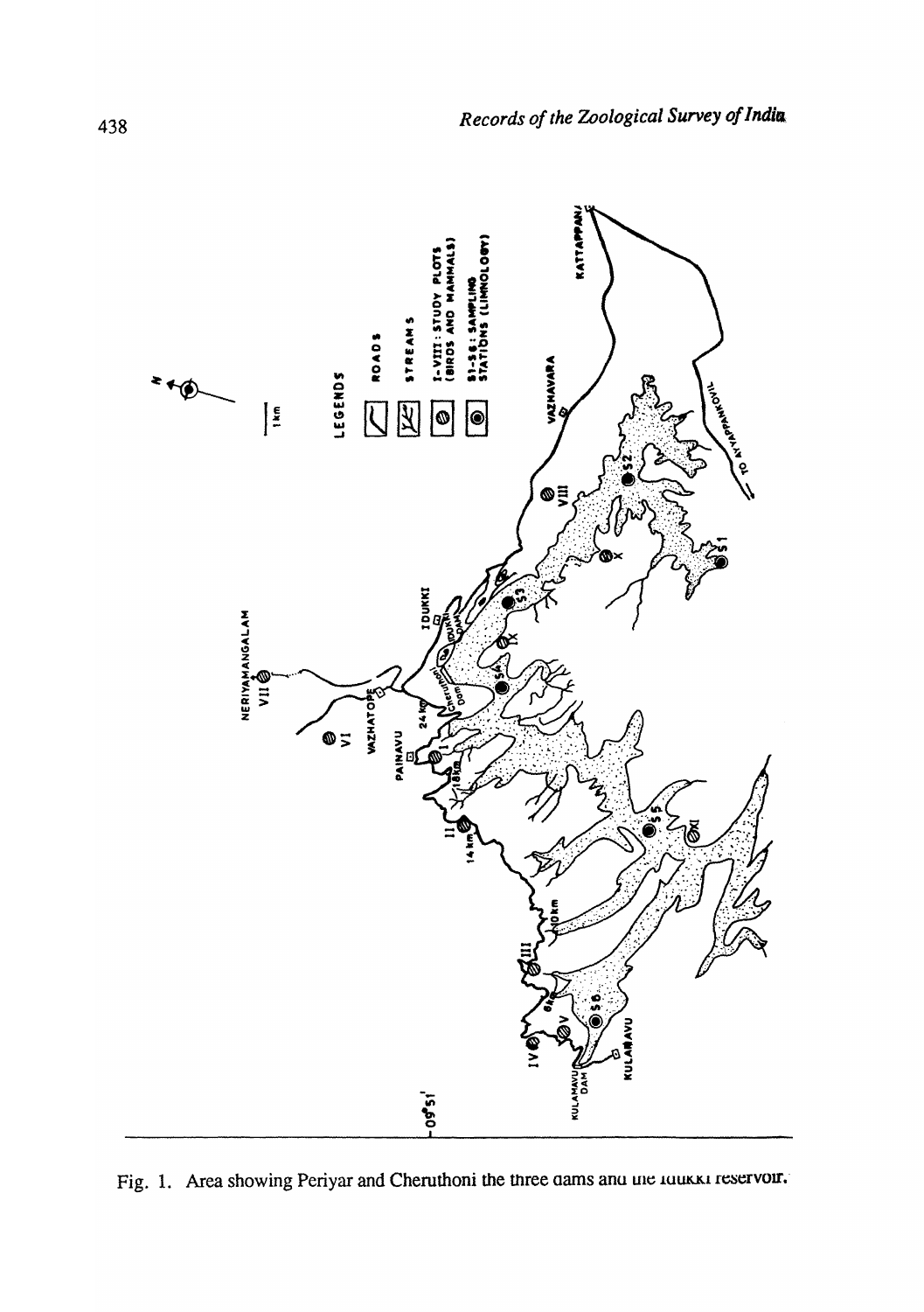Fig. 1. Area showing Periyar and Cheruthoni the three dams and the Idukki reservoir.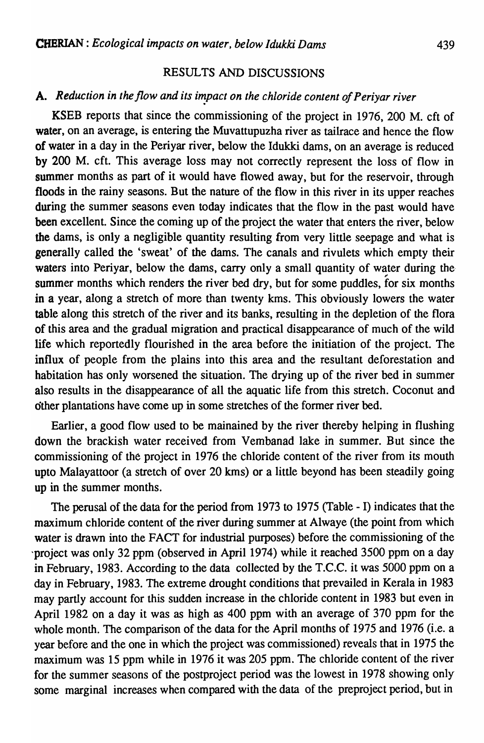## RESULTS AND DISCUSSIONS

### A. *Reduction in the flow and its impact on the chloride content of Periyar river*

KSEB reports that since the commissioning of the project in 1976, 200 M. cft of water, on an average, is entering the Muvattupuzha river as tailrace and hence the flow of water in a day in the Periyar river, below the Idukki dams, on an average is reduced by 200 M. cft. This average loss may not correctly represent the loss of flow in summer months as part of it would have flowed away, but for the reservoir, through floods in the rainy seasons. But the nature of the flow in this river in its upper reaches during the summer seasons even today indicates that the flow in the past would have been excellent. Since the coming up of the project the water that enters the river, below the dams, is only a negligible quantity resulting from very little seepage and what is generally called the 'sweat' of the dams. The canals and rivulets which empty their waters into Periyar, below the dams, carry only a small quantity of water during the summer months which renders the river bed dry, but for some puddles, for six months in a year, along a stretch of more than twenty kms. This obviously lowers the water table along this stretch of the river and its banks, resulting in the depletion of the flora of this area and the gradual migration and practical disappearance of much of the wild life which reportedly flourished in the area before the initiation of the project. The influx of people from the plains into this area and the resultant deforestation and habitation has only worsened the situation. The drying up of the river bed in summer also results in the disappearance of all the aquatic life from this stretch. Coconut and other plantations have come up in some stretches of the former river bed.

Earlier, a good flow used to be mainained by the river thereby helping in flushing down the brackish water received from Vembanad lake in summer. But since the commissioning of the project in 1976 the chloride content of the river from its mouth upto Malayattoor (a stretch of over 20 kms) or a little beyond has been steadily going up in the summer months.

The perusal of the data for the period from 1973 to 1975 (Table - I) indicates that the maximum chloride content of the river during summer at Alwaye (the point from which water is drawn into the FACT for industrial purposes) before the commissioning of the project was only 32 ppm (observed in April 1974) while it reached 3500 ppm on a day in February, 1983. According to the data collected by the T.C.C. it was 5000 ppm on a day in February, 1983. The extreme drought conditions that prevailed in Kerala in 1983 may partly account for this sudden increase in the chloride content in 1983 but even in April 1982 on a day it was as high as 400 ppm with an average of 370 ppm for the whole month. The comparison of the data for the April months of 1975 and 1976 (i.e. a year before and the one in which the project was commissioned) reveals that in 1975 the maximum was 15 ppm while in 1976 it was 205 ppm. The chloride content of the river for the summer seasons of the postproject period was the lowest in 1978 showing only some marginal increases when compared with the data of the preproject period, but in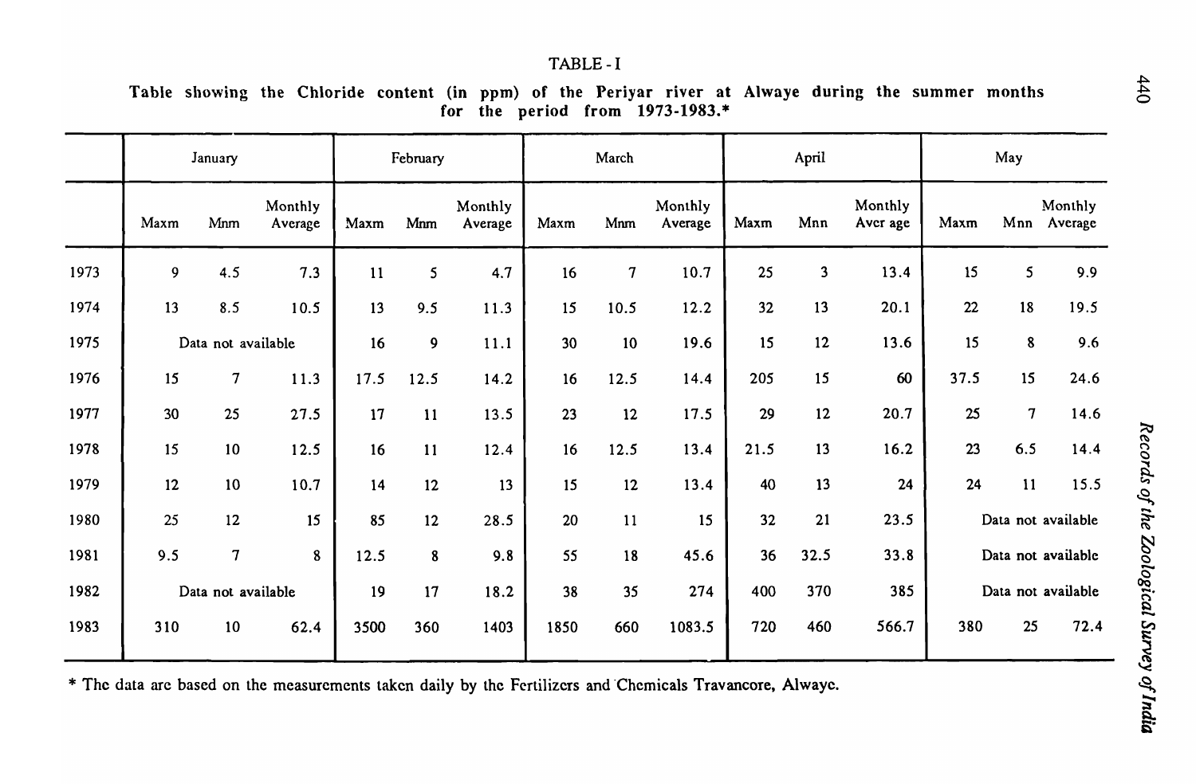TABLE - I

Table showing the Chloride content (in ppm) of the Periyar river at Alwaye during the summer months for the period from 1973-1983.*

| | January | | | February | | | March | | | April | | | May | | |
|---|---|---|---|---|---|---|---|---|---|---|---|---|---|---|---|
| | Maxm | Mnm | Monthly Average | Maxm | Mnm | Monthly Average | Maxm | Mnm | Monthly Average | Maxm | Mnn | Monthly Aver age | Maxm | Mnn | Monthly Average |
| 1973 | 9 | 4.5 | 7.3 | 11 | 5 | 4.7 | 16 | 7 | 10.7 | 25 | 3 | 13.4 | 15 | 5 | 9.9 |
| 1974 | 13 | 8.5 | 10.5 | 13 | 9.5 | 11.3 | 15 | 10.5 | 12.2 | 32 | 13 | 20.1 | 22 | 18 | 19.5 |
| 1975 | Data not available | | | 16 | 9 | 11.1 | 30 | 10 | 19.6 | 15 | 12 | 13.6 | 15 | 8 | 9.6 |
| 1976 | 15 | 7 | 11.3 | 17.5 | 12.5 | 14.2 | 16 | 12.5 | 14.4 | 205 | 15 | 60 | 37.5 | 15 | 24.6 |
| 1977 | 30 | 25 | 27.5 | 17 | 11 | 13.5 | 23 | 12 | 17.5 | 29 | 12 | 20.7 | 25 | 7 | 14.6 |
| 1978 | 15 | 10 | 12.5 | 16 | 11 | 12.4 | 16 | 12.5 | 13.4 | 21.5 | 13 | 16.2 | 23 | 6.5 | 14.4 |
| 1979 | 12 | 10 | 10.7 | 14 | 12 | 13 | 15 | 12 | 13.4 | 40 | 13 | 24 | 24 | 11 | 15.5 |
| 1980 | 25 | 12 | 15 | 85 | 12 | 28.5 | 20 | 11 | 15 | 32 | 21 | 23.5 | Data not available | | |
| 1981 | 9.5 | 7 | 8 | 12.5 | 8 | 9.8 | 55 | 18 | 45.6 | 36 | 32.5 | 33.8 | Data not available | | |
| 1982 | Data not available | | | 19 | 17 | 18.2 | 38 | 35 | 274 | 400 | 370 | 385 | Data not available | | |
| 1983 | 310 | 10 | 62.4 | 3500 | 360 | 1403 | 1850 | 660 | 1083.5 | 720 | 460 | 566.7 | 380 | 25 | 72.4 |

* The data are based on the measurements taken daily by the Fertilizers and Chemicals Travancore, Alwaye.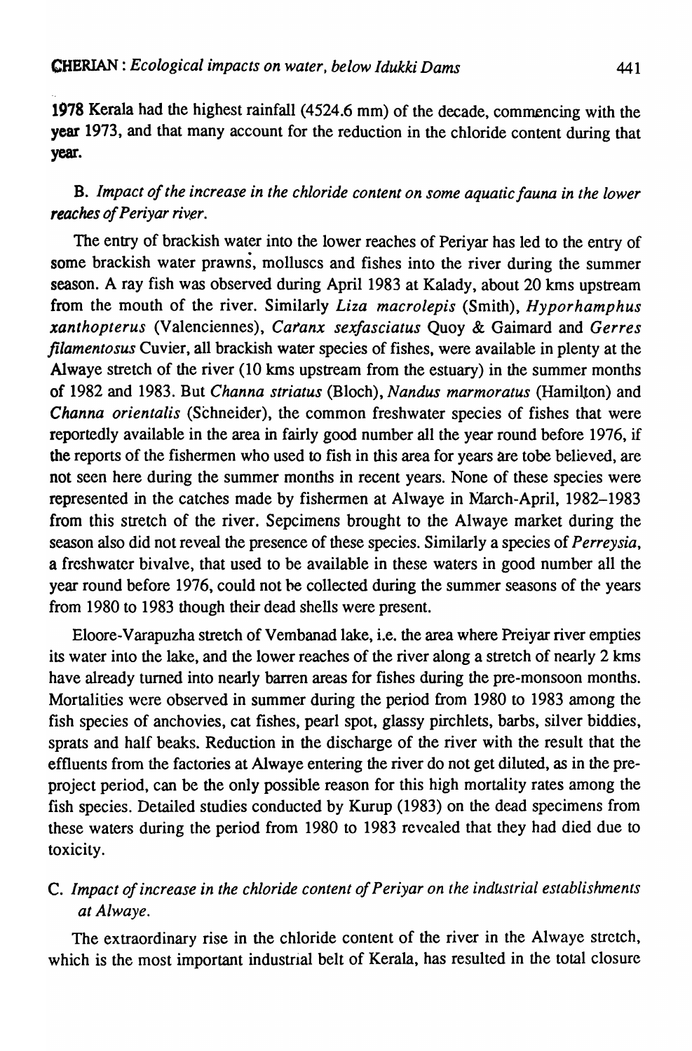1978 Kerala had the highest rainfall (4524.6 mm) of the decade, commencing with the year 1973, and that many account for the reduction in the chloride content during that year.

### B. *Impact of the increase in the chloride content on some aquatic fauna in the lower reaches of Periyar river.*

The entry of brackish water into the lower reaches of Periyar has led to the entry of some brackish water prawns, molluscs and fishes into the river during the summer season. A ray fish was observed during April 1983 at Kalady, about 20 kms upstream from the mouth of the river. Similarly *Liza macrolepis* (Smith), *Hyporhamphus xanthopterus* (Valenciennes), *Caranx sexfasciatus* Quoy & Gaimard and *Gerres filamentosus* Cuvier, all brackish water species of fishes, were available in plenty at the Alwaye stretch of the river (10 kms upstream from the estuary) in the summer months of 1982 and 1983. But *Channa striatus* (Bloch), *Nandus marmoratus* (Hamilton) and *Channa orientalis* (Schneider), the common freshwater species of fishes that were reportedly available in the area in fairly good number all the year round before 1976, if the reports of the fishermen who used to fish in this area for years are tobe believed, are not seen here during the summer months in recent years. None of these species were represented in the catches made by fishermen at Alwaye in March-April, 1982–1983 from this stretch of the river. Sepcimens brought to the Alwaye market during the season also did not reveal the presence of these species. Similarly a species of *Perreysia*, a freshwater bivalve, that used to be available in these waters in good number all the year round before 1976, could not be collected during the summer seasons of the years from 1980 to 1983 though their dead shells were present.

Eloore-Varapuzha stretch of Vembanad lake, i.e. the area where Preiyar river empties its water into the lake, and the lower reaches of the river along a stretch of nearly 2 kms have already turned into nearly barren areas for fishes during the pre-monsoon months. Mortalities were observed in summer during the period from 1980 to 1983 among the fish species of anchovies, cat fishes, pearl spot, glassy pirchlets, barbs, silver biddies, sprats and half beaks. Reduction in the discharge of the river with the result that the effluents from the factories at Alwaye entering the river do not get diluted, as in the pre-project period, can be the only possible reason for this high mortality rates among the fish species. Detailed studies conducted by Kurup (1983) on the dead specimens from these waters during the period from 1980 to 1983 revealed that they had died due to toxicity.

### C. *Impact of increase in the chloride content of Periyar on the industrial establishments at Alwaye.*

The extraordinary rise in the chloride content of the river in the Alwaye stretch, which is the most important industrial belt of Kerala, has resulted in the total closure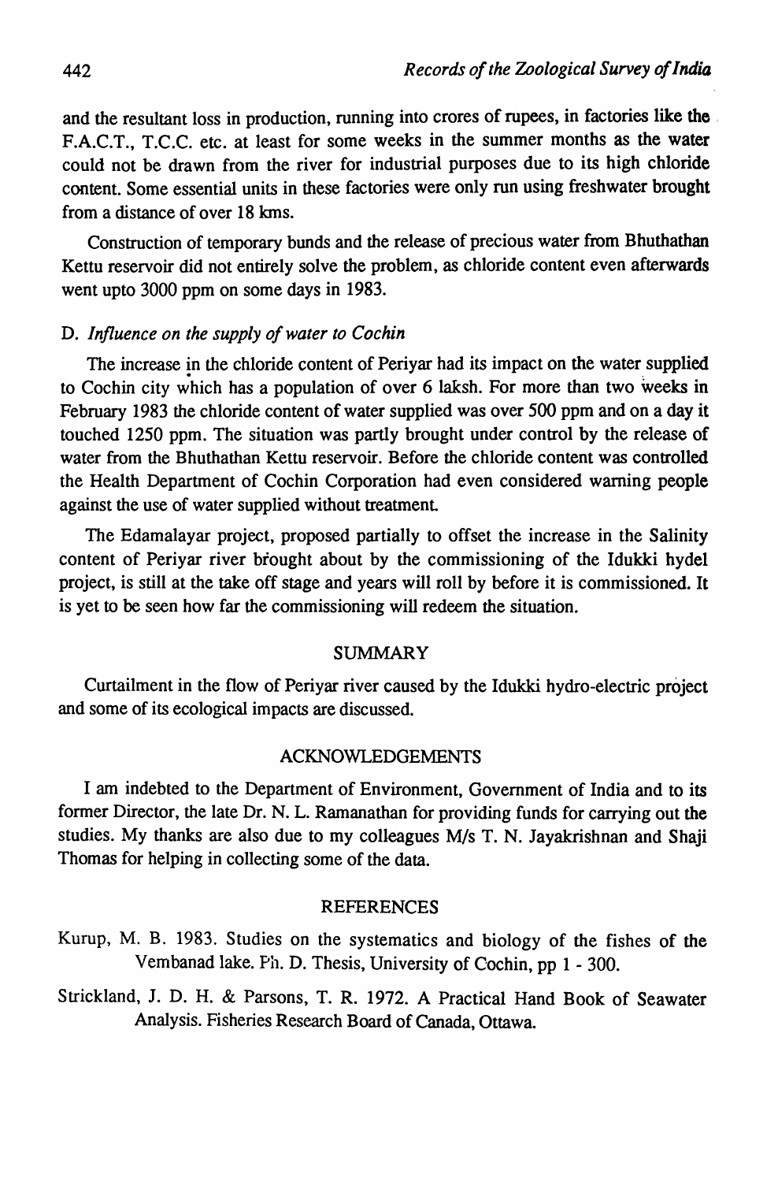and the resultant loss in production, running into crores of rupees, in factories like the F.A.C.T., T.C.C. etc. at least for some weeks in the summer months as the water could not be drawn from the river for industrial purposes due to its high chloride content. Some essential units in these factories were only run using freshwater brought from a distance of over 18 kms.

Construction of temporary bunds and the release of precious water from Bhuthathan Kettu reservoir did not entirely solve the problem, as chloride content even afterwards went upto 3000 ppm on some days in 1983.

### D. *Influence on the supply of water to Cochin*

The increase in the chloride content of Periyar had its impact on the water supplied to Cochin city which has a population of over 6 laksh. For more than two weeks in February 1983 the chloride content of water supplied was over 500 ppm and on a day it touched 1250 ppm. The situation was partly brought under control by the release of water from the Bhuthathan Kettu reservoir. Before the chloride content was controlled the Health Department of Cochin Corporation had even considered warning people against the use of water supplied without treatment.

The Edamalayar project, proposed partially to offset the increase in the Salinity content of Periyar river brought about by the commissioning of the Idukki hydel project, is still at the take off stage and years will roll by before it is commissioned. It is yet to be seen how far the commissioning will redeem the situation.

## SUMMARY

Curtailment in the flow of Periyar river caused by the Idukki hydro-electric project and some of its ecological impacts are discussed.

## ACKNOWLEDGEMENTS

I am indebted to the Department of Environment, Government of India and to its former Director, the late Dr. N. L. Ramanathan for providing funds for carrying out the studies. My thanks are also due to my colleagues M/s T. N. Jayakrishnan and Shaji Thomas for helping in collecting some of the data.

## REFERENCES

Kurup, M. B. 1983. Studies on the systematics and biology of the fishes of the Vembanad lake. Ph. D. Thesis, University of Cochin, pp 1 - 300.

Strickland, J. D. H. & Parsons, T. R. 1972. A Practical Hand Book of Seawater Analysis. Fisheries Research Board of Canada, Ottawa.